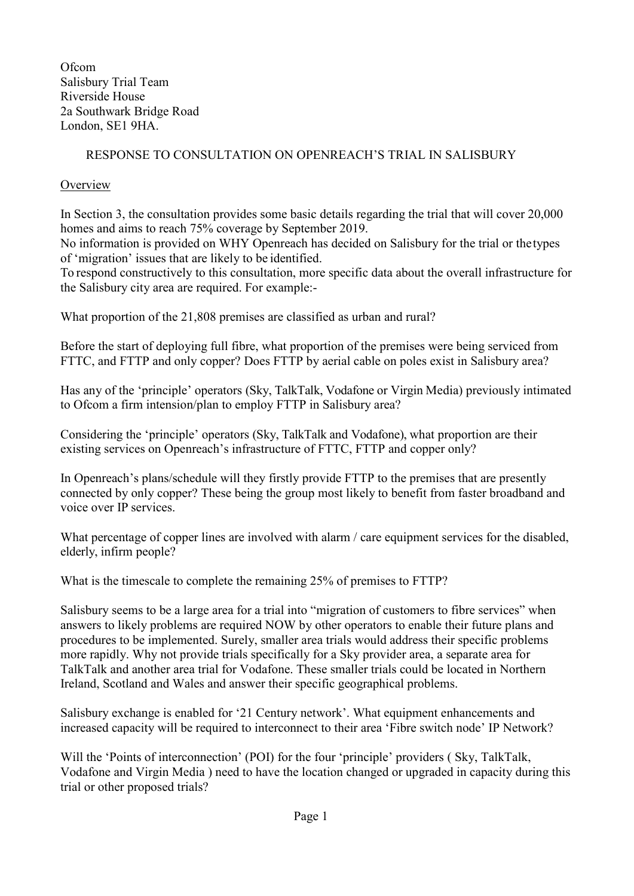Ofcom
Salisbury Trial Team
Riverside House
2a Southwark Bridge Road
London, SE1 9HA.

RESPONSE TO CONSULTATION ON OPENREACH'S TRIAL IN SALISBURY

Overview

In Section 3, the consultation provides some basic details regarding the trial that will cover 20,000 homes and aims to reach 75% coverage by September 2019.
No information is provided on WHY Openreach has decided on Salisbury for the trial or the types of 'migration' issues that are likely to be identified.
To respond constructively to this consultation, more specific data about the overall infrastructure for the Salisbury city area are required. For example:-

What proportion of the 21,808 premises are classified as urban and rural?

Before the start of deploying full fibre, what proportion of the premises were being serviced from FTTC, and FTTP and only copper? Does FTTP by aerial cable on poles exist in Salisbury area?

Has any of the 'principle' operators (Sky, TalkTalk, Vodafone or Virgin Media) previously intimated to Ofcom a firm intension/plan to employ FTTP in Salisbury area?

Considering the 'principle' operators (Sky, TalkTalk and Vodafone), what proportion are their existing services on Openreach's infrastructure of FTTC, FTTP and copper only?

In Openreach's plans/schedule will they firstly provide FTTP to the premises that are presently connected by only copper? These being the group most likely to benefit from faster broadband and voice over IP services.

What percentage of copper lines are involved with alarm / care equipment services for the disabled, elderly, infirm people?

What is the timescale to complete the remaining 25% of premises to FTTP?

Salisbury seems to be a large area for a trial into "migration of customers to fibre services" when answers to likely problems are required NOW by other operators to enable their future plans and procedures to be implemented. Surely, smaller area trials would address their specific problems more rapidly. Why not provide trials specifically for a Sky provider area, a separate area for TalkTalk and another area trial for Vodafone. These smaller trials could be located in Northern Ireland, Scotland and Wales and answer their specific geographical problems.

Salisbury exchange is enabled for '21 Century network'. What equipment enhancements and increased capacity will be required to interconnect to their area 'Fibre switch node' IP Network?

Will the 'Points of interconnection' (POI) for the four 'principle' providers ( Sky, TalkTalk, Vodafone and Virgin Media ) need to have the location changed or upgraded in capacity during this trial or other proposed trials?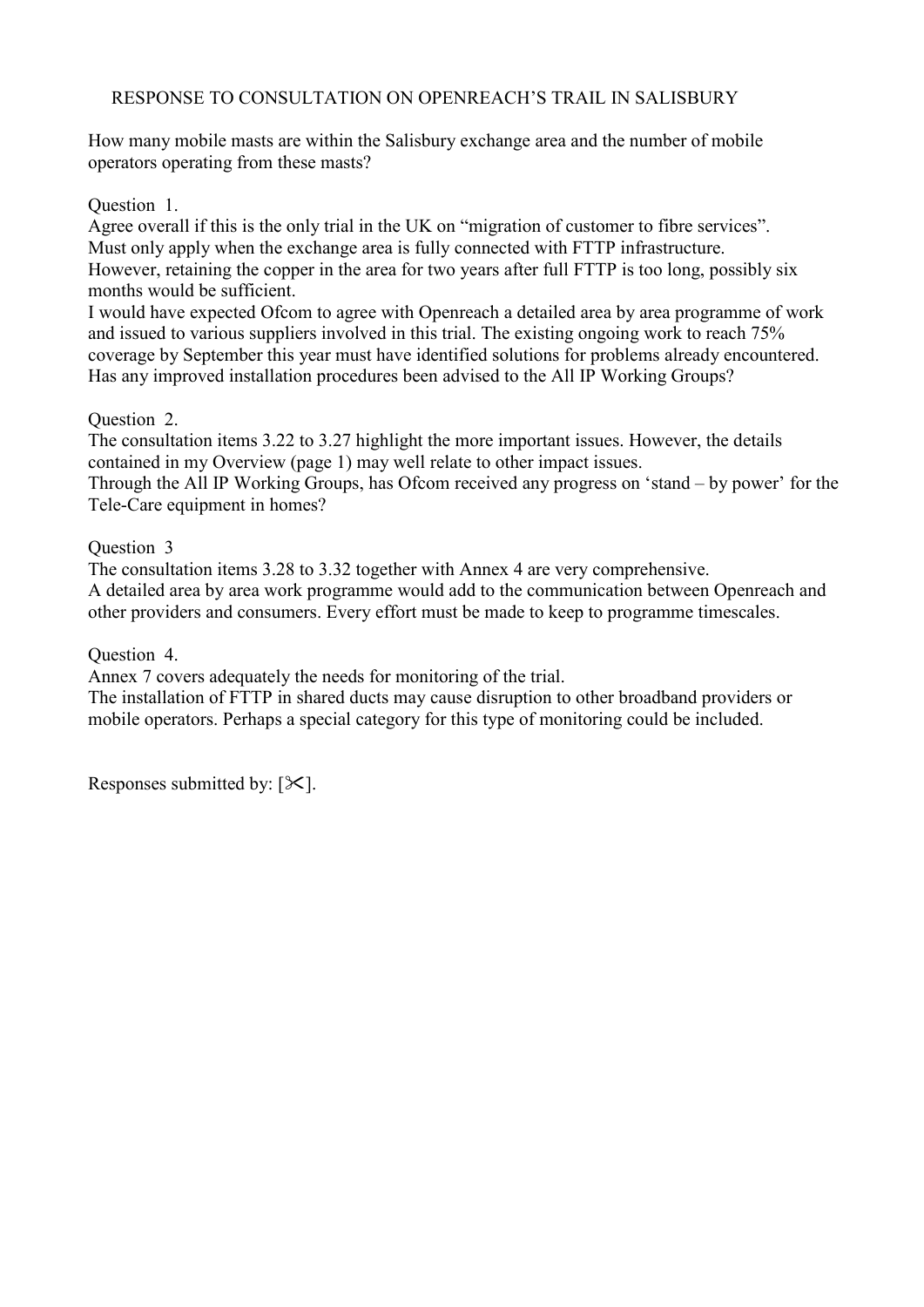# RESPONSE TO CONSULTATION ON OPENREACH'S TRAIL IN SALISBURY

How many mobile masts are within the Salisbury exchange area and the number of mobile operators operating from these masts?

Question 1.
Agree overall if this is the only trial in the UK on "migration of customer to fibre services".
Must only apply when the exchange area is fully connected with FTTP infrastructure.
However, retaining the copper in the area for two years after full FTTP is too long, possibly six months would be sufficient.
I would have expected Ofcom to agree with Openreach a detailed area by area programme of work and issued to various suppliers involved in this trial. The existing ongoing work to reach 75% coverage by September this year must have identified solutions for problems already encountered.
Has any improved installation procedures been advised to the All IP Working Groups?

Question 2.
The consultation items 3.22 to 3.27 highlight the more important issues. However, the details contained in my Overview (page 1) may well relate to other impact issues.
Through the All IP Working Groups, has Ofcom received any progress on 'stand – by power' for the Tele-Care equipment in homes?

Question 3
The consultation items 3.28 to 3.32 together with Annex 4 are very comprehensive.
A detailed area by area work programme would add to the communication between Openreach and other providers and consumers. Every effort must be made to keep to programme timescales.

Question 4.
Annex 7 covers adequately the needs for monitoring of the trial.
The installation of FTTP in shared ducts may cause disruption to other broadband providers or mobile operators. Perhaps a special category for this type of monitoring could be included.

Responses submitted by: [✂].